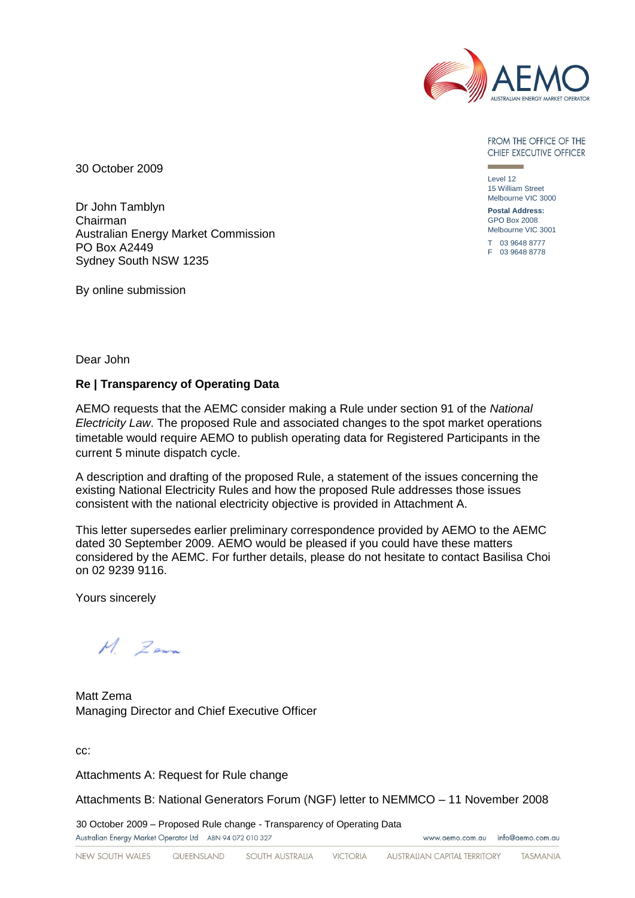AEMO

AUSTRALIAN ENERGY MARKET OPERATOR

FROM THE OFFICE OF THE CHIEF EXECUTIVE OFFICER

Level 12
15 William Street
Melbourne VIC 3000

**Postal Address:**
GPO Box 2008
Melbourne VIC 3001

T 03 9648 8777
F 03 9648 8778

30 October 2009

Dr John Tamblyn
Chairman
Australian Energy Market Commission
PO Box A2449
Sydney South NSW 1235

By online submission

Dear John

**Re | Transparency of Operating Data**

AEMO requests that the AEMC consider making a Rule under section 91 of the *National Electricity Law*. The proposed Rule and associated changes to the spot market operations timetable would require AEMO to publish operating data for Registered Participants in the current 5 minute dispatch cycle.

A description and drafting of the proposed Rule, a statement of the issues concerning the existing National Electricity Rules and how the proposed Rule addresses those issues consistent with the national electricity objective is provided in Attachment A.

This letter supersedes earlier preliminary correspondence provided by AEMO to the AEMC dated 30 September 2009. AEMO would be pleased if you could have these matters considered by the AEMC. For further details, please do not hesitate to contact Basilisa Choi on 02 9239 9116.

Yours sincerely

M. Zema

Matt Zema
Managing Director and Chief Executive Officer

cc:

Attachments A: Request for Rule change

Attachments B: National Generators Forum (NGF) letter to NEMMCO – 11 November 2008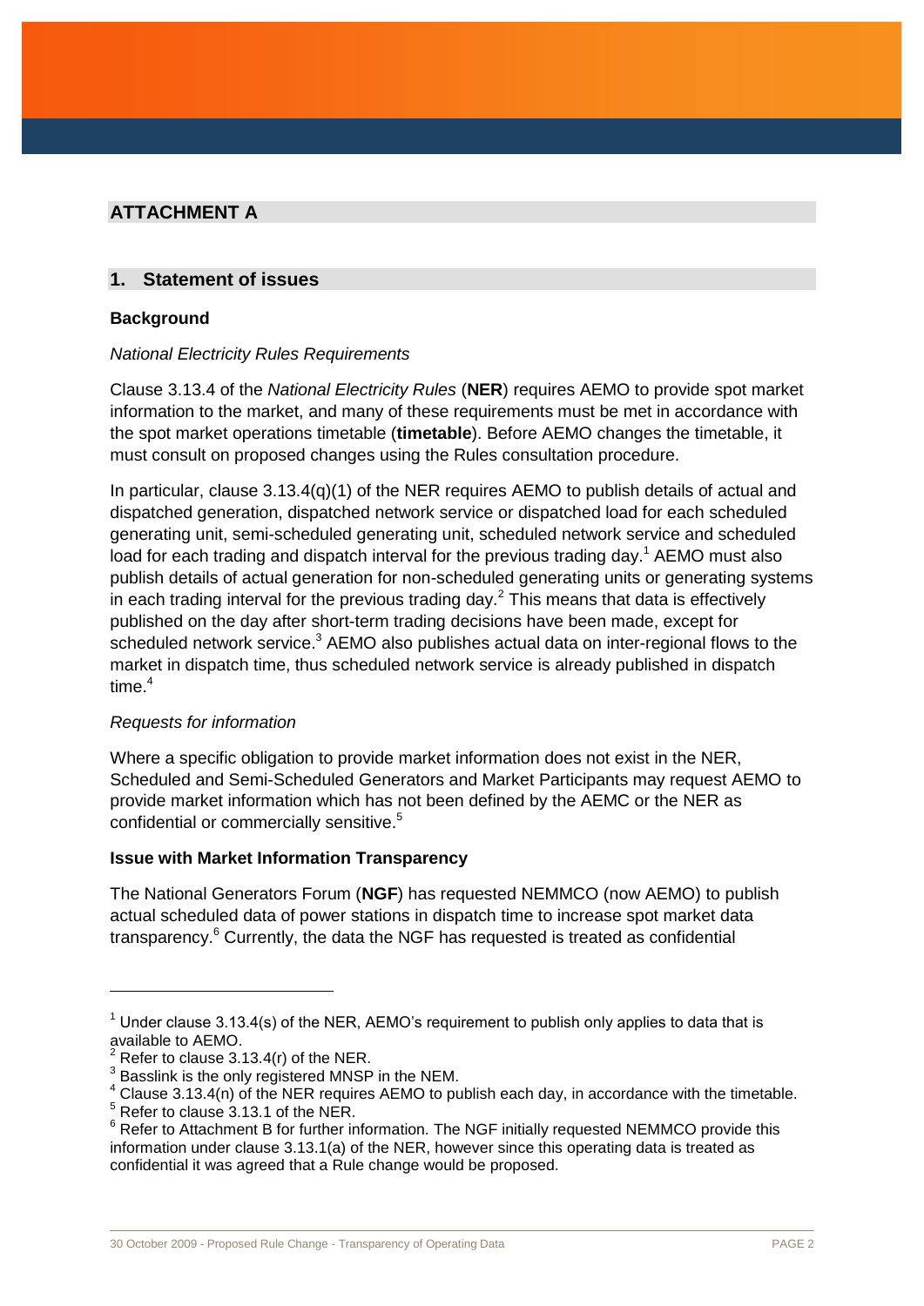## ATTACHMENT A

### 1. Statement of issues

**Background**

*National Electricity Rules Requirements*

Clause 3.13.4 of the *National Electricity Rules* (**NER**) requires AEMO to provide spot market information to the market, and many of these requirements must be met in accordance with the spot market operations timetable (**timetable**). Before AEMO changes the timetable, it must consult on proposed changes using the Rules consultation procedure.

In particular, clause 3.13.4(q)(1) of the NER requires AEMO to publish details of actual and dispatched generation, dispatched network service or dispatched load for each scheduled generating unit, semi-scheduled generating unit, scheduled network service and scheduled load for each trading and dispatch interval for the previous trading day.[1] AEMO must also publish details of actual generation for non-scheduled generating units or generating systems in each trading interval for the previous trading day.[2] This means that data is effectively published on the day after short-term trading decisions have been made, except for scheduled network service.[3] AEMO also publishes actual data on inter-regional flows to the market in dispatch time, thus scheduled network service is already published in dispatch time.[4]

*Requests for information*

Where a specific obligation to provide market information does not exist in the NER, Scheduled and Semi-Scheduled Generators and Market Participants may request AEMO to provide market information which has not been defined by the AEMC or the NER as confidential or commercially sensitive.[5]

**Issue with Market Information Transparency**

The National Generators Forum (**NGF**) has requested NEMMCO (now AEMO) to publish actual scheduled data of power stations in dispatch time to increase spot market data transparency.[6] Currently, the data the NGF has requested is treated as confidential

---

[1] Under clause 3.13.4(s) of the NER, AEMO's requirement to publish only applies to data that is available to AEMO.

[2] Refer to clause 3.13.4(r) of the NER.

[3] Basslink is the only registered MNSP in the NEM.

[4] Clause 3.13.4(n) of the NER requires AEMO to publish each day, in accordance with the timetable.

[5] Refer to clause 3.13.1 of the NER.

[6] Refer to Attachment B for further information. The NGF initially requested NEMMCO provide this information under clause 3.13.1(a) of the NER, however since this operating data is treated as confidential it was agreed that a Rule change would be proposed.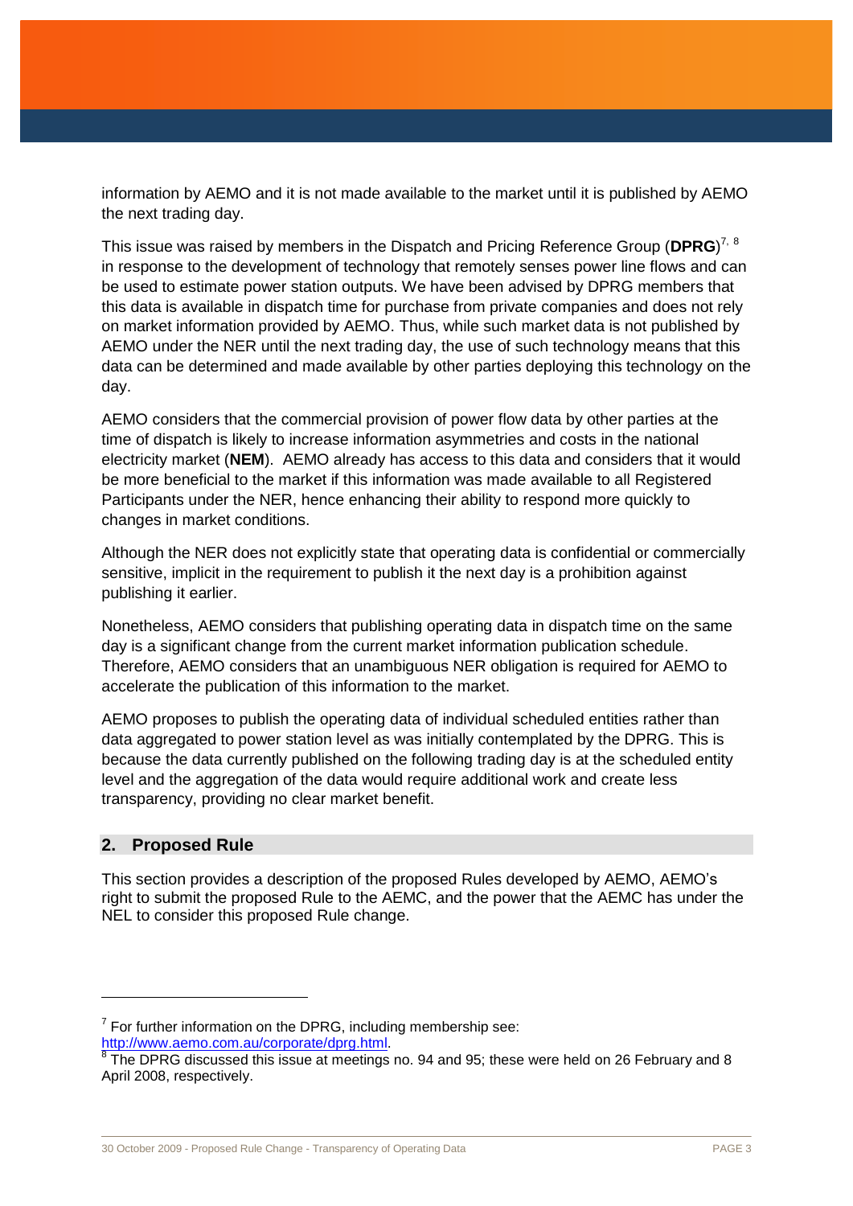information by AEMO and it is not made available to the market until it is published by AEMO the next trading day.

This issue was raised by members in the Dispatch and Pricing Reference Group (**DPRG**)[7, 8] in response to the development of technology that remotely senses power line flows and can be used to estimate power station outputs. We have been advised by DPRG members that this data is available in dispatch time for purchase from private companies and does not rely on market information provided by AEMO. Thus, while such market data is not published by AEMO under the NER until the next trading day, the use of such technology means that this data can be determined and made available by other parties deploying this technology on the day.

AEMO considers that the commercial provision of power flow data by other parties at the time of dispatch is likely to increase information asymmetries and costs in the national electricity market (**NEM**). AEMO already has access to this data and considers that it would be more beneficial to the market if this information was made available to all Registered Participants under the NER, hence enhancing their ability to respond more quickly to changes in market conditions.

Although the NER does not explicitly state that operating data is confidential or commercially sensitive, implicit in the requirement to publish it the next day is a prohibition against publishing it earlier.

Nonetheless, AEMO considers that publishing operating data in dispatch time on the same day is a significant change from the current market information publication schedule. Therefore, AEMO considers that an unambiguous NER obligation is required for AEMO to accelerate the publication of this information to the market.

AEMO proposes to publish the operating data of individual scheduled entities rather than data aggregated to power station level as was initially contemplated by the DPRG. This is because the data currently published on the following trading day is at the scheduled entity level and the aggregation of the data would require additional work and create less transparency, providing no clear market benefit.

## 2. Proposed Rule

This section provides a description of the proposed Rules developed by AEMO, AEMO's right to submit the proposed Rule to the AEMC, and the power that the AEMC has under the NEL to consider this proposed Rule change.

---

[7] For further information on the DPRG, including membership see: http://www.aemo.com.au/corporate/dprg.html.

[8] The DPRG discussed this issue at meetings no. 94 and 95; these were held on 26 February and 8 April 2008, respectively.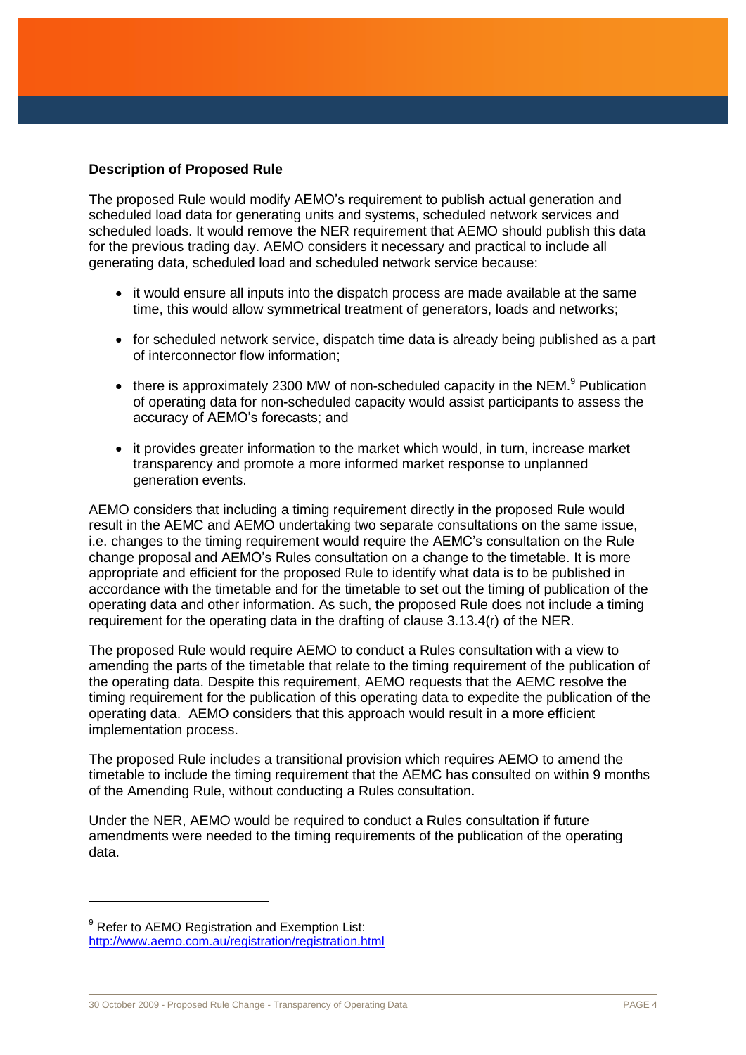**Description of Proposed Rule**

The proposed Rule would modify AEMO's requirement to publish actual generation and scheduled load data for generating units and systems, scheduled network services and scheduled loads. It would remove the NER requirement that AEMO should publish this data for the previous trading day. AEMO considers it necessary and practical to include all generating data, scheduled load and scheduled network service because:

- it would ensure all inputs into the dispatch process are made available at the same time, this would allow symmetrical treatment of generators, loads and networks;
- for scheduled network service, dispatch time data is already being published as a part of interconnector flow information;
- there is approximately 2300 MW of non-scheduled capacity in the NEM.[9] Publication of operating data for non-scheduled capacity would assist participants to assess the accuracy of AEMO's forecasts; and
- it provides greater information to the market which would, in turn, increase market transparency and promote a more informed market response to unplanned generation events.

AEMO considers that including a timing requirement directly in the proposed Rule would result in the AEMC and AEMO undertaking two separate consultations on the same issue, i.e. changes to the timing requirement would require the AEMC's consultation on the Rule change proposal and AEMO's Rules consultation on a change to the timetable. It is more appropriate and efficient for the proposed Rule to identify what data is to be published in accordance with the timetable and for the timetable to set out the timing of publication of the operating data and other information. As such, the proposed Rule does not include a timing requirement for the operating data in the drafting of clause 3.13.4(r) of the NER.

The proposed Rule would require AEMO to conduct a Rules consultation with a view to amending the parts of the timetable that relate to the timing requirement of the publication of the operating data. Despite this requirement, AEMO requests that the AEMC resolve the timing requirement for the publication of this operating data to expedite the publication of the operating data. AEMO considers that this approach would result in a more efficient implementation process.

The proposed Rule includes a transitional provision which requires AEMO to amend the timetable to include the timing requirement that the AEMC has consulted on within 9 months of the Amending Rule, without conducting a Rules consultation.

Under the NER, AEMO would be required to conduct a Rules consultation if future amendments were needed to the timing requirements of the publication of the operating data.

---

[9] Refer to AEMO Registration and Exemption List: http://www.aemo.com.au/registration/registration.html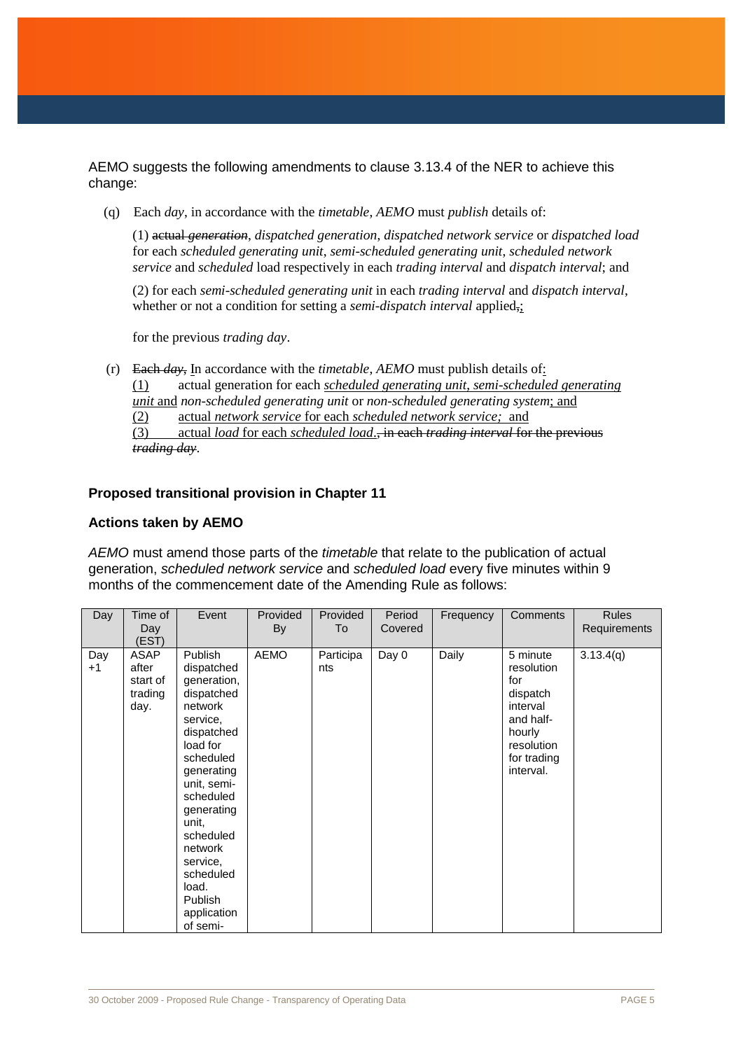AEMO suggests the following amendments to clause 3.13.4 of the NER to achieve this change:

(q) Each *day*, in accordance with the *timetable*, *AEMO* must *publish* details of:

(1) ~~actual *generation*~~, *dispatched generation*, *dispatched network service* or *dispatched load* for each *scheduled generating unit*, *semi-scheduled generating unit*, *scheduled network service* and *scheduled* load respectively in each *trading interval* and *dispatch interval*; and

(2) for each *semi-scheduled generating unit* in each *trading interval* and *dispatch interval*, whether or not a condition for setting a *semi-dispatch interval* applied~~,~~;

for the previous *trading day*.

(r) ~~Each *day*,~~ In accordance with the *timetable*, *AEMO* must publish details of:
(1) actual generation for each *scheduled generating unit, semi-scheduled generating unit* and *non-scheduled generating unit* or *non-scheduled generating system*; and
(2) actual *network service* for each *scheduled network service;* and
(3) actual *load* for each *scheduled load*.~~, in each *trading interval* for the previous *trading day*~~.

**Proposed transitional provision in Chapter 11**

**Actions taken by AEMO**

*AEMO* must amend those parts of the *timetable* that relate to the publication of actual generation, *scheduled network service* and *scheduled load* every five minutes within 9 months of the commencement date of the Amending Rule as follows:

| Day | Time of Day (EST) | Event | Provided By | Provided To | Period Covered | Frequency | Comments | Rules Requirements |
|---|---|---|---|---|---|---|---|---|
| Day +1 | ASAP after start of trading day. | Publish dispatched generation, dispatched network service, dispatched load for scheduled generating unit, semi-scheduled generating unit, scheduled network service, scheduled load. Publish application of semi- | AEMO | Participants | Day 0 | Daily | 5 minute resolution for dispatch interval and half-hourly resolution for trading interval. | 3.13.4(q) |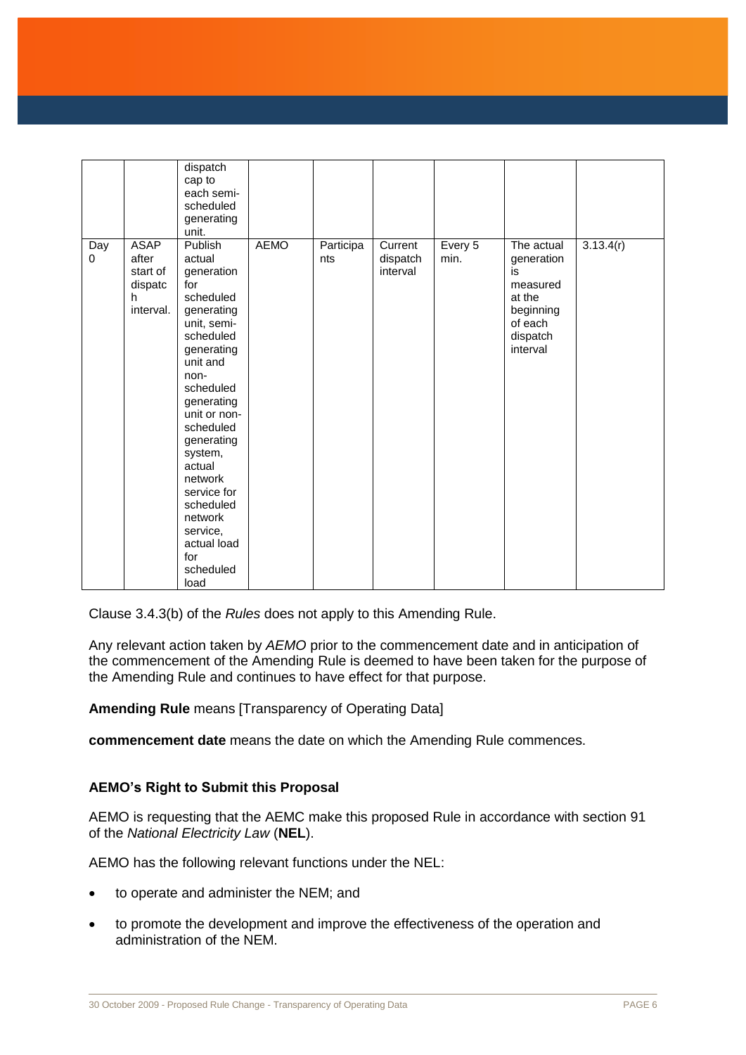| | | dispatch cap to each semi-scheduled generating unit. | | | | | | |
|---|---|---|---|---|---|---|---|---|
| Day 0 | ASAP after start of dispatch interval. | Publish actual generation for scheduled generating unit, semi-scheduled generating unit and non-scheduled generating unit or non-scheduled generating system, actual network service for scheduled network service, actual load for scheduled load | AEMO | Participants | Current dispatch interval | Every 5 min. | The actual generation is measured at the beginning of each dispatch interval | 3.13.4(r) |

Clause 3.4.3(b) of the *Rules* does not apply to this Amending Rule.

Any relevant action taken by *AEMO* prior to the commencement date and in anticipation of the commencement of the Amending Rule is deemed to have been taken for the purpose of the Amending Rule and continues to have effect for that purpose.

**Amending Rule** means [Transparency of Operating Data]

**commencement date** means the date on which the Amending Rule commences.

### AEMO's Right to Submit this Proposal

AEMO is requesting that the AEMC make this proposed Rule in accordance with section 91 of the *National Electricity Law* (**NEL**).

AEMO has the following relevant functions under the NEL:

- to operate and administer the NEM; and
- to promote the development and improve the effectiveness of the operation and administration of the NEM.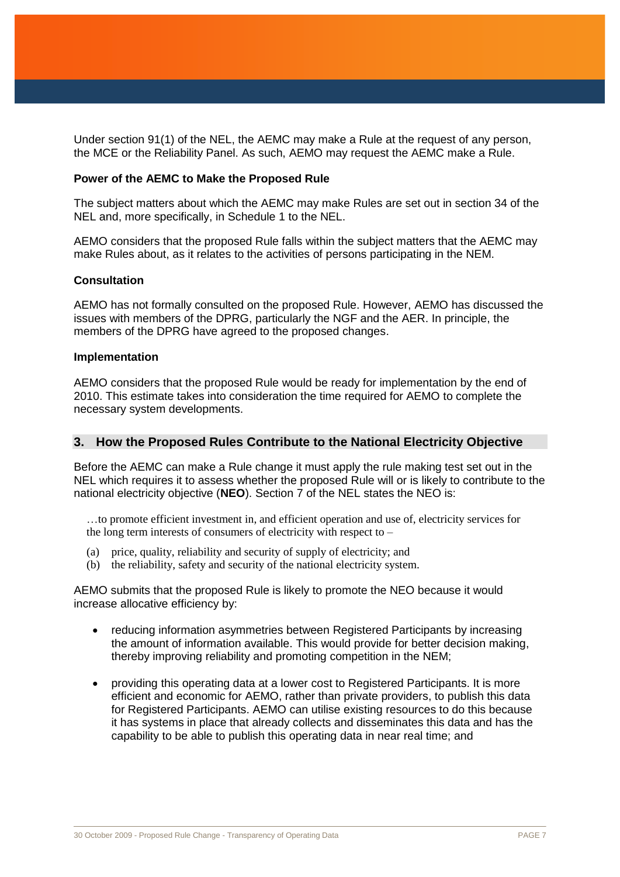Under section 91(1) of the NEL, the AEMC may make a Rule at the request of any person, the MCE or the Reliability Panel. As such, AEMO may request the AEMC make a Rule.

**Power of the AEMC to Make the Proposed Rule**

The subject matters about which the AEMC may make Rules are set out in section 34 of the NEL and, more specifically, in Schedule 1 to the NEL.

AEMO considers that the proposed Rule falls within the subject matters that the AEMC may make Rules about, as it relates to the activities of persons participating in the NEM.

**Consultation**

AEMO has not formally consulted on the proposed Rule. However, AEMO has discussed the issues with members of the DPRG, particularly the NGF and the AER. In principle, the members of the DPRG have agreed to the proposed changes.

**Implementation**

AEMO considers that the proposed Rule would be ready for implementation by the end of 2010. This estimate takes into consideration the time required for AEMO to complete the necessary system developments.

## 3. How the Proposed Rules Contribute to the National Electricity Objective

Before the AEMC can make a Rule change it must apply the rule making test set out in the NEL which requires it to assess whether the proposed Rule will or is likely to contribute to the national electricity objective (**NEO**). Section 7 of the NEL states the NEO is:

> …to promote efficient investment in, and efficient operation and use of, electricity services for the long term interests of consumers of electricity with respect to –
>
> (a) price, quality, reliability and security of supply of electricity; and
> (b) the reliability, safety and security of the national electricity system.

AEMO submits that the proposed Rule is likely to promote the NEO because it would increase allocative efficiency by:

- reducing information asymmetries between Registered Participants by increasing the amount of information available. This would provide for better decision making, thereby improving reliability and promoting competition in the NEM;
- providing this operating data at a lower cost to Registered Participants. It is more efficient and economic for AEMO, rather than private providers, to publish this data for Registered Participants. AEMO can utilise existing resources to do this because it has systems in place that already collects and disseminates this data and has the capability to be able to publish this operating data in near real time; and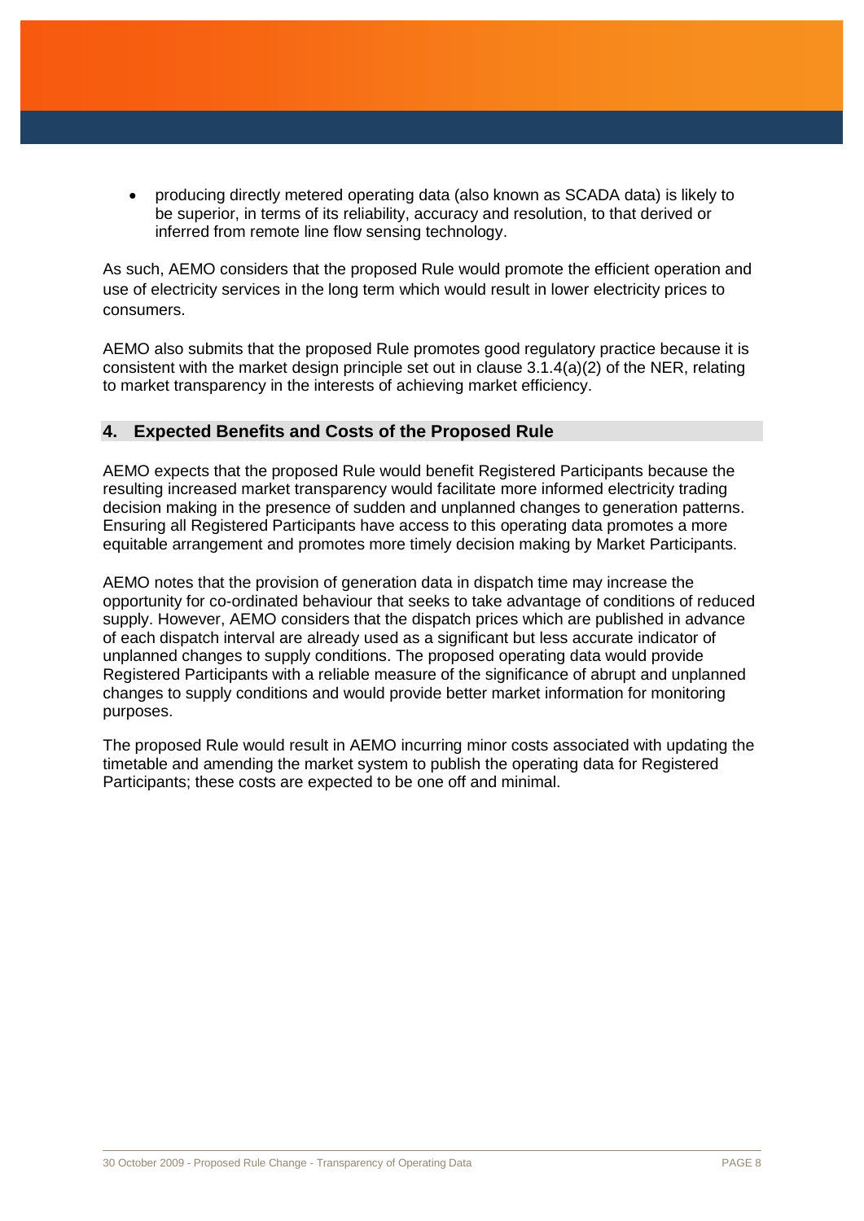- producing directly metered operating data (also known as SCADA data) is likely to be superior, in terms of its reliability, accuracy and resolution, to that derived or inferred from remote line flow sensing technology.

As such, AEMO considers that the proposed Rule would promote the efficient operation and use of electricity services in the long term which would result in lower electricity prices to consumers.

AEMO also submits that the proposed Rule promotes good regulatory practice because it is consistent with the market design principle set out in clause 3.1.4(a)(2) of the NER, relating to market transparency in the interests of achieving market efficiency.

## 4. Expected Benefits and Costs of the Proposed Rule

AEMO expects that the proposed Rule would benefit Registered Participants because the resulting increased market transparency would facilitate more informed electricity trading decision making in the presence of sudden and unplanned changes to generation patterns. Ensuring all Registered Participants have access to this operating data promotes a more equitable arrangement and promotes more timely decision making by Market Participants.

AEMO notes that the provision of generation data in dispatch time may increase the opportunity for co-ordinated behaviour that seeks to take advantage of conditions of reduced supply. However, AEMO considers that the dispatch prices which are published in advance of each dispatch interval are already used as a significant but less accurate indicator of unplanned changes to supply conditions. The proposed operating data would provide Registered Participants with a reliable measure of the significance of abrupt and unplanned changes to supply conditions and would provide better market information for monitoring purposes.

The proposed Rule would result in AEMO incurring minor costs associated with updating the timetable and amending the market system to publish the operating data for Registered Participants; these costs are expected to be one off and minimal.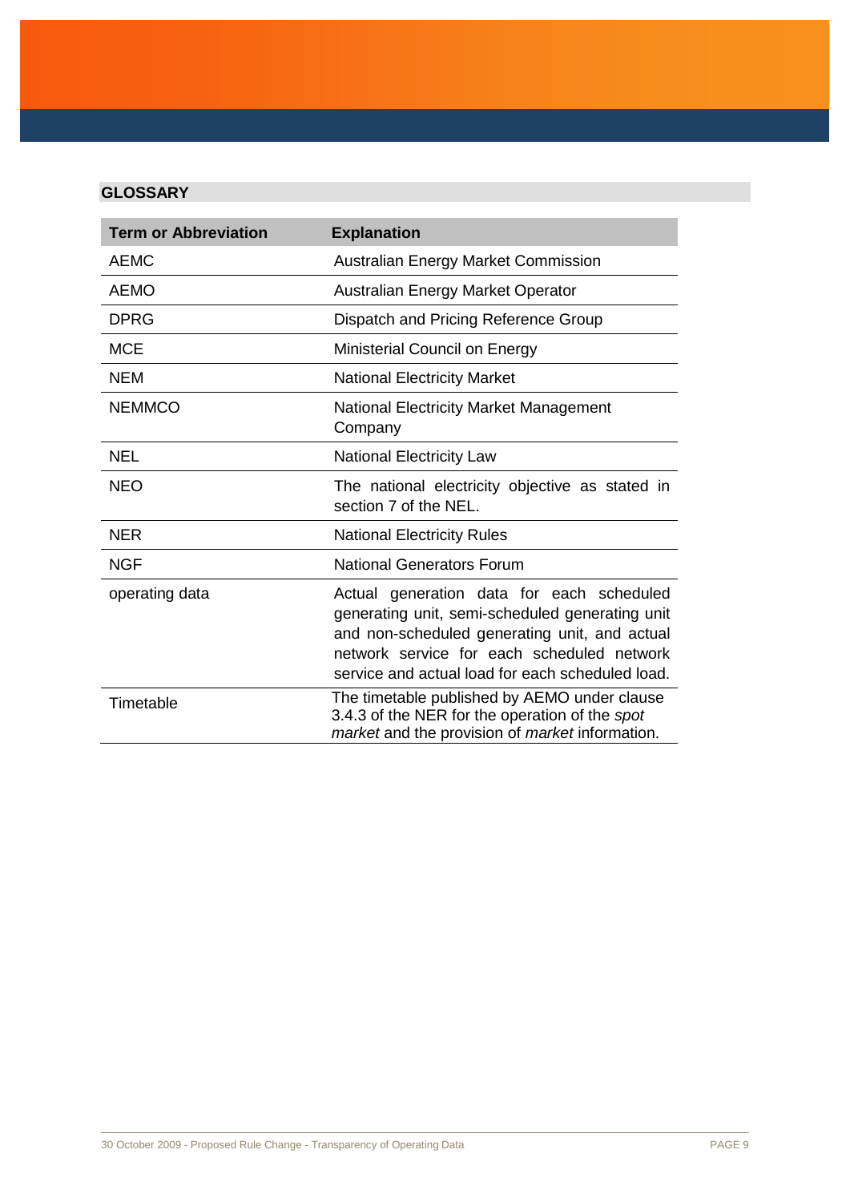## GLOSSARY

| Term or Abbreviation | Explanation |
|---|---|
| AEMC | Australian Energy Market Commission |
| AEMO | Australian Energy Market Operator |
| DPRG | Dispatch and Pricing Reference Group |
| MCE | Ministerial Council on Energy |
| NEM | National Electricity Market |
| NEMMCO | National Electricity Market Management Company |
| NEL | National Electricity Law |
| NEO | The national electricity objective as stated in section 7 of the NEL. |
| NER | National Electricity Rules |
| NGF | National Generators Forum |
| operating data | Actual generation data for each scheduled generating unit, semi-scheduled generating unit and non-scheduled generating unit, and actual network service for each scheduled network service and actual load for each scheduled load. |
| Timetable | The timetable published by AEMO under clause 3.4.3 of the NER for the operation of the *spot market* and the provision of *market* information. |